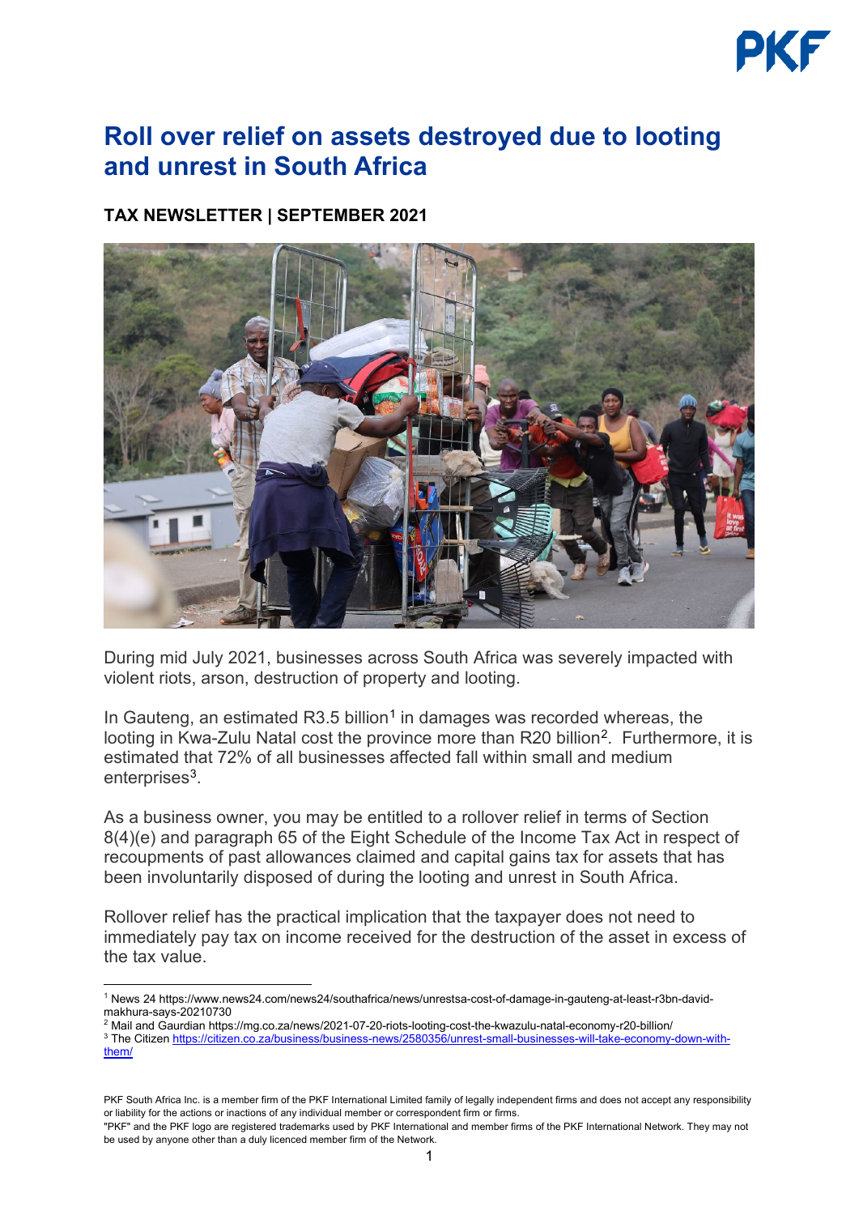# Roll over relief on assets destroyed due to looting and unrest in South Africa

**TAX NEWSLETTER | SEPTEMBER 2021**

During mid July 2021, businesses across South Africa was severely impacted with violent riots, arson, destruction of property and looting.

In Gauteng, an estimated R3.5 billion[1] in damages was recorded whereas, the looting in Kwa-Zulu Natal cost the province more than R20 billion[2]. Furthermore, it is estimated that 72% of all businesses affected fall within small and medium enterprises[3].

As a business owner, you may be entitled to a rollover relief in terms of Section 8(4)(e) and paragraph 65 of the Eight Schedule of the Income Tax Act in respect of recoupments of past allowances claimed and capital gains tax for assets that has been involuntarily disposed of during the looting and unrest in South Africa.

Rollover relief has the practical implication that the taxpayer does not need to immediately pay tax on income received for the destruction of the asset in excess of the tax value.

---

[1] News 24 https://www.news24.com/news24/southafrica/news/unrestsa-cost-of-damage-in-gauteng-at-least-r3bn-david-makhura-says-20210730

[2] Mail and Gaurdian https://mg.co.za/news/2021-07-20-riots-looting-cost-the-kwazulu-natal-economy-r20-billion/

[3] The Citizen https://citizen.co.za/business/business-news/2580356/unrest-small-businesses-will-take-economy-down-with-them/

PKF South Africa Inc. is a member firm of the PKF International Limited family of legally independent firms and does not accept any responsibility or liability for the actions or inactions of any individual member or correspondent firm or firms.

"PKF" and the PKF logo are registered trademarks used by PKF International and member firms of the PKF International Network. They may not be used by anyone other than a duly licenced member firm of the Network.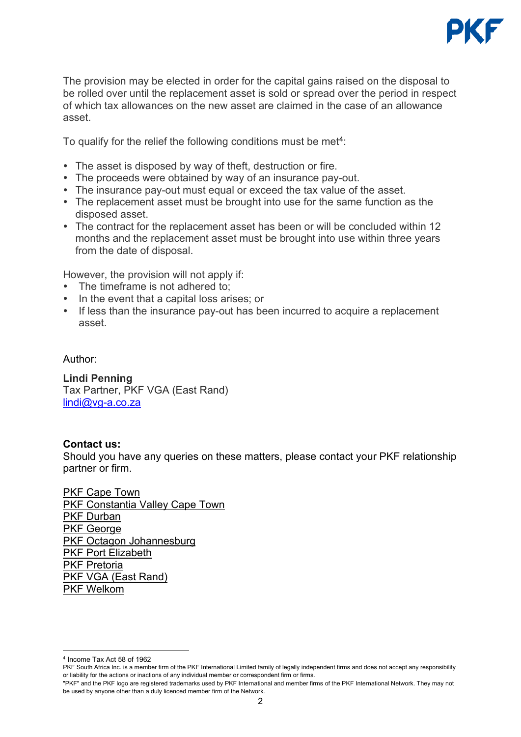The provision may be elected in order for the capital gains raised on the disposal to be rolled over until the replacement asset is sold or spread over the period in respect of which tax allowances on the new asset are claimed in the case of an allowance asset.

To qualify for the relief the following conditions must be met[4]:

- The asset is disposed by way of theft, destruction or fire.
- The proceeds were obtained by way of an insurance pay-out.
- The insurance pay-out must equal or exceed the tax value of the asset.
- The replacement asset must be brought into use for the same function as the disposed asset.
- The contract for the replacement asset has been or will be concluded within 12 months and the replacement asset must be brought into use within three years from the date of disposal.

However, the provision will not apply if:

- The timeframe is not adhered to;
- In the event that a capital loss arises; or
- If less than the insurance pay-out has been incurred to acquire a replacement asset.

Author:

**Lindi Penning**
Tax Partner, PKF VGA (East Rand)
lindi@vg-a.co.za

**Contact us:**
Should you have any queries on these matters, please contact your PKF relationship partner or firm.

PKF Cape Town
PKF Constantia Valley Cape Town
PKF Durban
PKF George
PKF Octagon Johannesburg
PKF Port Elizabeth
PKF Pretoria
PKF VGA (East Rand)
PKF Welkom

[4] Income Tax Act 58 of 1962

PKF South Africa Inc. is a member firm of the PKF International Limited family of legally independent firms and does not accept any responsibility or liability for the actions or inactions of any individual member or correspondent firm or firms.
"PKF" and the PKF logo are registered trademarks used by PKF International and member firms of the PKF International Network. They may not be used by anyone other than a duly licenced member firm of the Network.